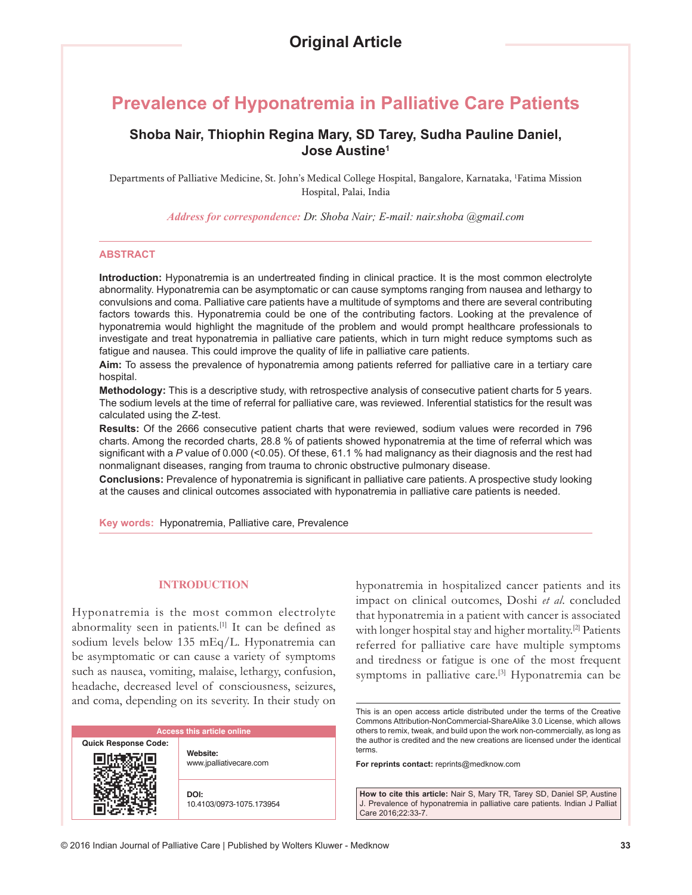Original Article

# Prevalence of Hyponatremia in Palliative Care Patients

**Shoba Nair, Thiophin Regina Mary, SD Tarey, Sudha Pauline Daniel, Jose Austine[1]**

Departments of Palliative Medicine, St. John's Medical College Hospital, Bangalore, Karnataka, [1]Fatima Mission Hospital, Palai, India

*Address for correspondence: Dr. Shoba Nair; E-mail: nair.shoba @gmail.com*

## ABSTRACT

**Introduction:** Hyponatremia is an undertreated finding in clinical practice. It is the most common electrolyte abnormality. Hyponatremia can be asymptomatic or can cause symptoms ranging from nausea and lethargy to convulsions and coma. Palliative care patients have a multitude of symptoms and there are several contributing factors towards this. Hyponatremia could be one of the contributing factors. Looking at the prevalence of hyponatremia would highlight the magnitude of the problem and would prompt healthcare professionals to investigate and treat hyponatremia in palliative care patients, which in turn might reduce symptoms such as fatigue and nausea. This could improve the quality of life in palliative care patients.

**Aim:** To assess the prevalence of hyponatremia among patients referred for palliative care in a tertiary care hospital.

**Methodology:** This is a descriptive study, with retrospective analysis of consecutive patient charts for 5 years. The sodium levels at the time of referral for palliative care, was reviewed. Inferential statistics for the result was calculated using the Z-test.

**Results:** Of the 2666 consecutive patient charts that were reviewed, sodium values were recorded in 796 charts. Among the recorded charts, 28.8 % of patients showed hyponatremia at the time of referral which was significant with a *P* value of 0.000 (<0.05). Of these, 61.1 % had malignancy as their diagnosis and the rest had nonmalignant diseases, ranging from trauma to chronic obstructive pulmonary disease.

**Conclusions:** Prevalence of hyponatremia is significant in palliative care patients. A prospective study looking at the causes and clinical outcomes associated with hyponatremia in palliative care patients is needed.

**Key words:** Hyponatremia, Palliative care, Prevalence

## INTRODUCTION

Hyponatremia is the most common electrolyte abnormality seen in patients.[1] It can be defined as sodium levels below 135 mEq/L. Hyponatremia can be asymptomatic or can cause a variety of symptoms such as nausea, vomiting, malaise, lethargy, confusion, headache, decreased level of consciousness, seizures, and coma, depending on its severity. In their study on hyponatremia in hospitalized cancer patients and its impact on clinical outcomes, Doshi *et al*. concluded that hyponatremia in a patient with cancer is associated with longer hospital stay and higher mortality.[2] Patients referred for palliative care have multiple symptoms and tiredness or fatigue is one of the most frequent symptoms in palliative care.[3] Hyponatremia can be

| Access this article online | |
|---|---|
| Quick Response Code: | Website: www.jpalliativecare.com |
| | DOI: 10.4103/0973-1075.173954 |

This is an open access article distributed under the terms of the Creative Commons Attribution-NonCommercial-ShareAlike 3.0 License, which allows others to remix, tweak, and build upon the work non-commercially, as long as the author is credited and the new creations are licensed under the identical terms.

**For reprints contact:** reprints@medknow.com

**How to cite this article:** Nair S, Mary TR, Tarey SD, Daniel SP, Austine J. Prevalence of hyponatremia in palliative care patients. Indian J Palliat Care 2016;22:33-7.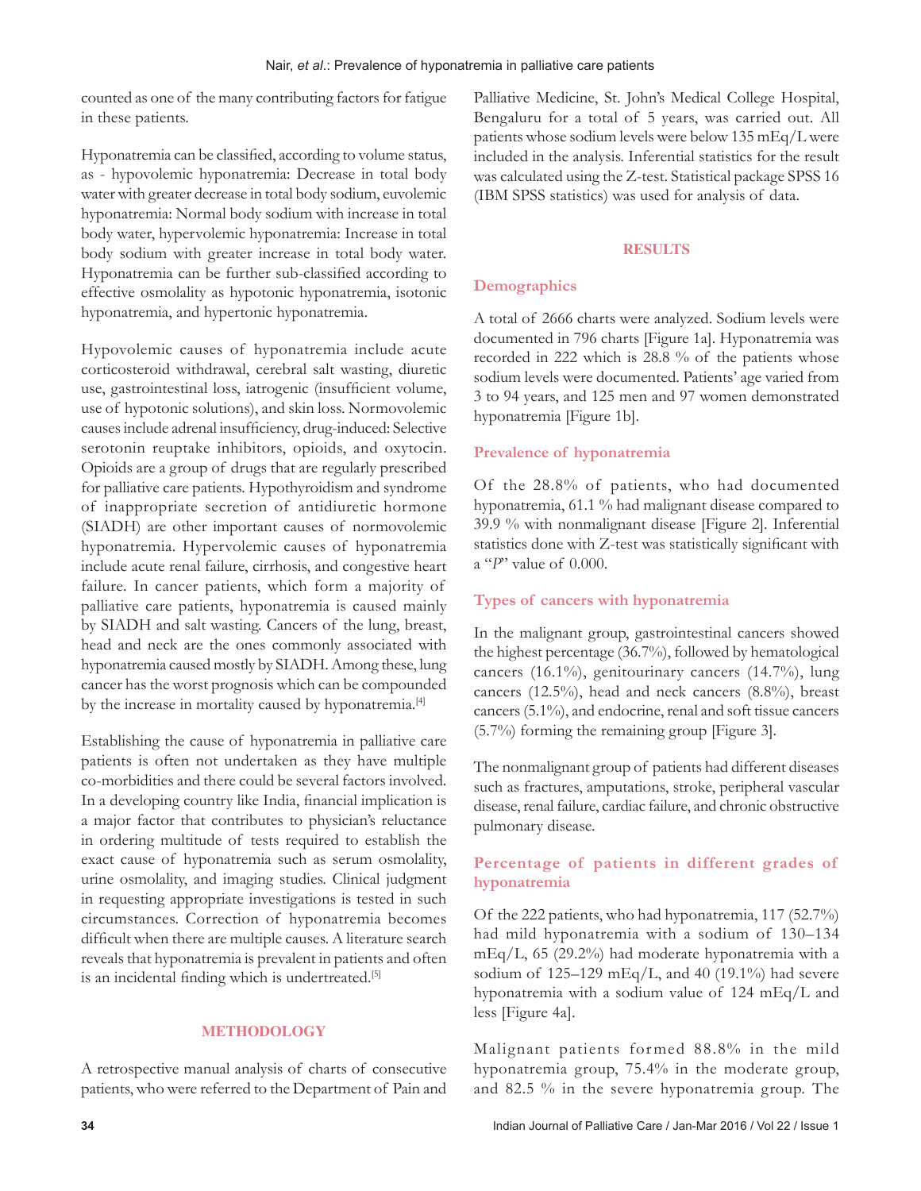counted as one of the many contributing factors for fatigue in these patients.

Hyponatremia can be classified, according to volume status, as - hypovolemic hyponatremia: Decrease in total body water with greater decrease in total body sodium, euvolemic hyponatremia: Normal body sodium with increase in total body water, hypervolemic hyponatremia: Increase in total body sodium with greater increase in total body water. Hyponatremia can be further sub-classified according to effective osmolality as hypotonic hyponatremia, isotonic hyponatremia, and hypertonic hyponatremia.

Hypovolemic causes of hyponatremia include acute corticosteroid withdrawal, cerebral salt wasting, diuretic use, gastrointestinal loss, iatrogenic (insufficient volume, use of hypotonic solutions), and skin loss. Normovolemic causes include adrenal insufficiency, drug-induced: Selective serotonin reuptake inhibitors, opioids, and oxytocin. Opioids are a group of drugs that are regularly prescribed for palliative care patients. Hypothyroidism and syndrome of inappropriate secretion of antidiuretic hormone (SIADH) are other important causes of normovolemic hyponatremia. Hypervolemic causes of hyponatremia include acute renal failure, cirrhosis, and congestive heart failure. In cancer patients, which form a majority of palliative care patients, hyponatremia is caused mainly by SIADH and salt wasting. Cancers of the lung, breast, head and neck are the ones commonly associated with hyponatremia caused mostly by SIADH. Among these, lung cancer has the worst prognosis which can be compounded by the increase in mortality caused by hyponatremia.[4]

Establishing the cause of hyponatremia in palliative care patients is often not undertaken as they have multiple co-morbidities and there could be several factors involved. In a developing country like India, financial implication is a major factor that contributes to physician's reluctance in ordering multitude of tests required to establish the exact cause of hyponatremia such as serum osmolality, urine osmolality, and imaging studies. Clinical judgment in requesting appropriate investigations is tested in such circumstances. Correction of hyponatremia becomes difficult when there are multiple causes. A literature search reveals that hyponatremia is prevalent in patients and often is an incidental finding which is undertreated.[5]

## METHODOLOGY

A retrospective manual analysis of charts of consecutive patients, who were referred to the Department of Pain and Palliative Medicine, St. John's Medical College Hospital, Bengaluru for a total of 5 years, was carried out. All patients whose sodium levels were below 135 mEq/L were included in the analysis. Inferential statistics for the result was calculated using the Z-test. Statistical package SPSS 16 (IBM SPSS statistics) was used for analysis of data.

## RESULTS

### Demographics

A total of 2666 charts were analyzed. Sodium levels were documented in 796 charts [Figure 1a]. Hyponatremia was recorded in 222 which is 28.8 % of the patients whose sodium levels were documented. Patients' age varied from 3 to 94 years, and 125 men and 97 women demonstrated hyponatremia [Figure 1b].

### Prevalence of hyponatremia

Of the 28.8% of patients, who had documented hyponatremia, 61.1 % had malignant disease compared to 39.9 % with nonmalignant disease [Figure 2]. Inferential statistics done with Z-test was statistically significant with a "*P*" value of 0.000.

### Types of cancers with hyponatremia

In the malignant group, gastrointestinal cancers showed the highest percentage (36.7%), followed by hematological cancers (16.1%), genitourinary cancers (14.7%), lung cancers (12.5%), head and neck cancers (8.8%), breast cancers (5.1%), and endocrine, renal and soft tissue cancers (5.7%) forming the remaining group [Figure 3].

The nonmalignant group of patients had different diseases such as fractures, amputations, stroke, peripheral vascular disease, renal failure, cardiac failure, and chronic obstructive pulmonary disease.

### Percentage of patients in different grades of hyponatremia

Of the 222 patients, who had hyponatremia, 117 (52.7%) had mild hyponatremia with a sodium of 130–134 mEq/L, 65 (29.2%) had moderate hyponatremia with a sodium of 125–129 mEq/L, and 40 (19.1%) had severe hyponatremia with a sodium value of 124 mEq/L and less [Figure 4a].

Malignant patients formed 88.8% in the mild hyponatremia group, 75.4% in the moderate group, and 82.5 % in the severe hyponatremia group. The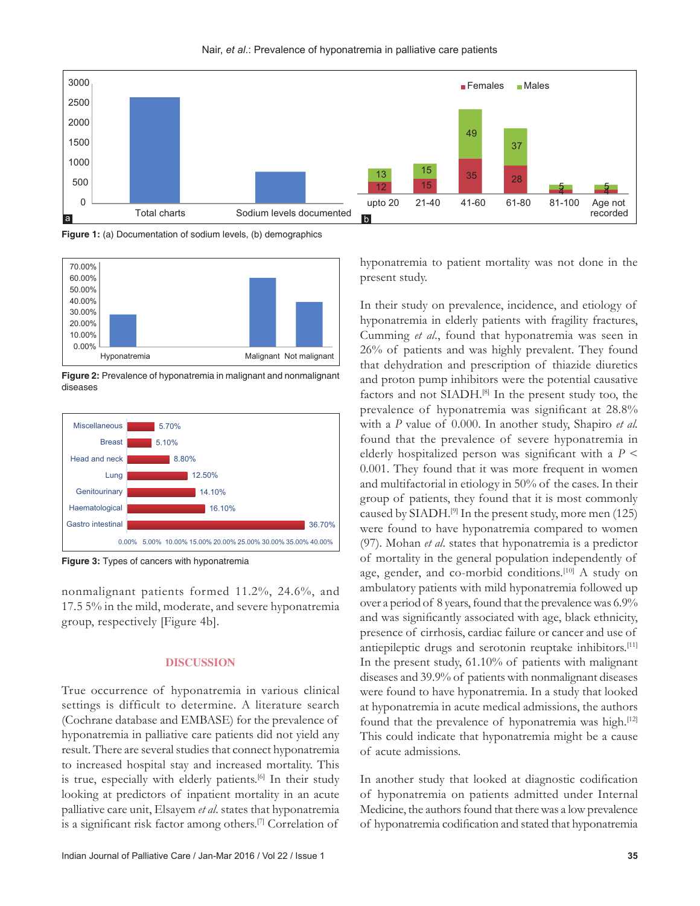Figure 1: (a) Documentation of sodium levels, (b) demographics

Figure 2: Prevalence of hyponatremia in malignant and nonmalignant diseases

Figure 3: Types of cancers with hyponatremia

nonmalignant patients formed 11.2%, 24.6%, and 17.5 5% in the mild, moderate, and severe hyponatremia group, respectively [Figure 4b].

## DISCUSSION

True occurrence of hyponatremia in various clinical settings is difficult to determine. A literature search (Cochrane database and EMBASE) for the prevalence of hyponatremia in palliative care patients did not yield any result. There are several studies that connect hyponatremia to increased hospital stay and increased mortality. This is true, especially with elderly patients.[6] In their study looking at predictors of inpatient mortality in an acute palliative care unit, Elsayem *et al.* states that hyponatremia is a significant risk factor among others.[7] Correlation of hyponatremia to patient mortality was not done in the present study.

In their study on prevalence, incidence, and etiology of hyponatremia in elderly patients with fragility fractures, Cumming *et al.*, found that hyponatremia was seen in 26% of patients and was highly prevalent. They found that dehydration and prescription of thiazide diuretics and proton pump inhibitors were the potential causative factors and not SIADH.[8] In the present study too, the prevalence of hyponatremia was significant at 28.8% with a $P$ value of 0.000. In another study, Shapiro *et al.* found that the prevalence of severe hyponatremia in elderly hospitalized person was significant with a $P <$ 0.001. They found that it was more frequent in women and multifactorial in etiology in 50% of the cases. In their group of patients, they found that it is most commonly caused by SIADH.[9] In the present study, more men (125) were found to have hyponatremia compared to women (97). Mohan *et al.* states that hyponatremia is a predictor of mortality in the general population independently of age, gender, and co-morbid conditions.[10] A study on ambulatory patients with mild hyponatremia followed up over a period of 8 years, found that the prevalence was 6.9% and was significantly associated with age, black ethnicity, presence of cirrhosis, cardiac failure or cancer and use of antiepileptic drugs and serotonin reuptake inhibitors.[11] In the present study, 61.10% of patients with malignant diseases and 39.9% of patients with nonmalignant diseases were found to have hyponatremia. In a study that looked at hyponatremia in acute medical admissions, the authors found that the prevalence of hyponatremia was high.[12] This could indicate that hyponatremia might be a cause of acute admissions.

In another study that looked at diagnostic codification of hyponatremia on patients admitted under Internal Medicine, the authors found that there was a low prevalence of hyponatremia codification and stated that hyponatremia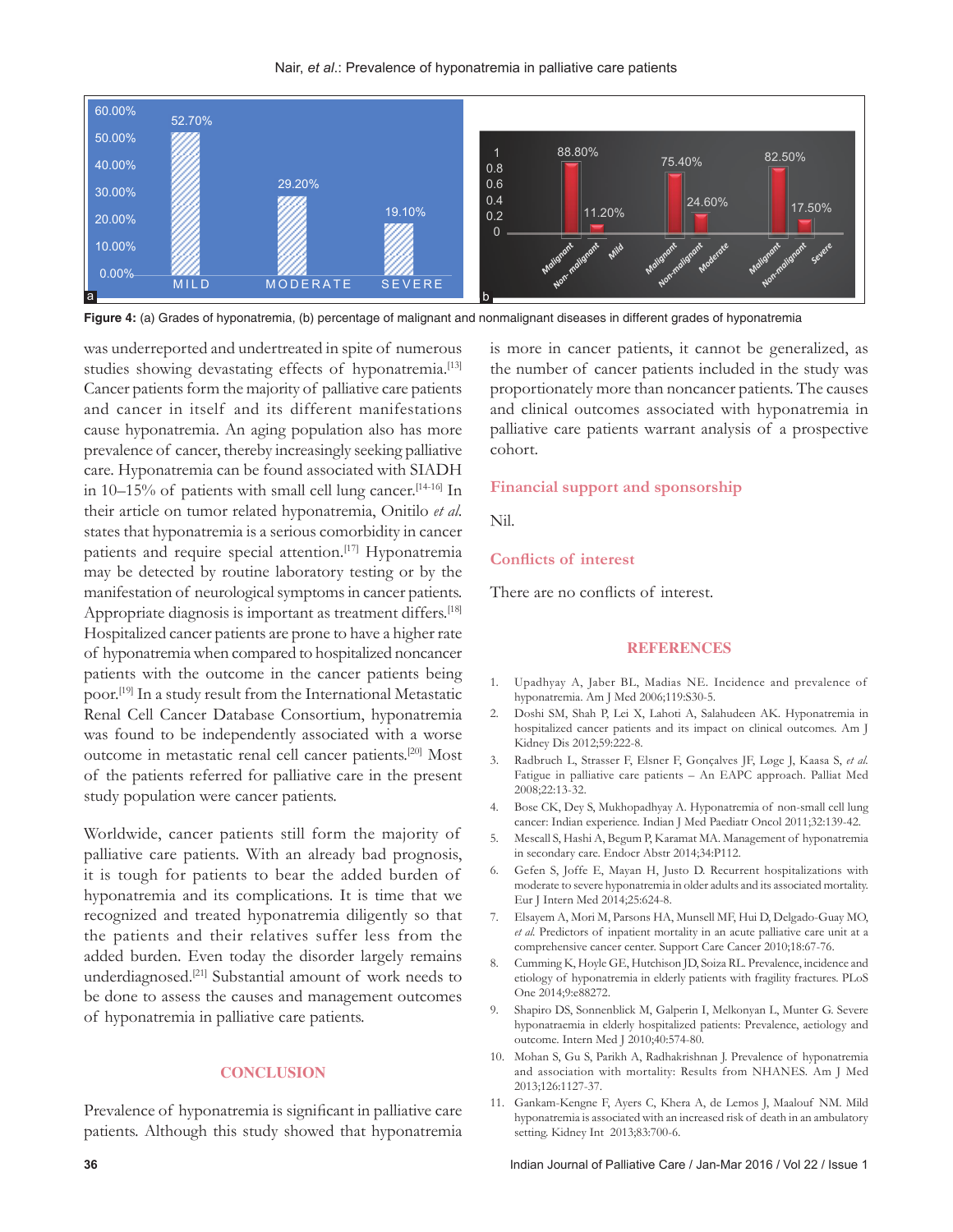Figure 4: (a) Grades of hyponatremia, (b) percentage of malignant and nonmalignant diseases in different grades of hyponatremia

was underreported and undertreated in spite of numerous studies showing devastating effects of hyponatremia.[13] Cancer patients form the majority of palliative care patients and cancer in itself and its different manifestations cause hyponatremia. An aging population also has more prevalence of cancer, thereby increasingly seeking palliative care. Hyponatremia can be found associated with SIADH in 10–15% of patients with small cell lung cancer.[14-16] In their article on tumor related hyponatremia, Onitilo *et al.* states that hyponatremia is a serious comorbidity in cancer patients and require special attention.[17] Hyponatremia may be detected by routine laboratory testing or by the manifestation of neurological symptoms in cancer patients. Appropriate diagnosis is important as treatment differs.[18] Hospitalized cancer patients are prone to have a higher rate of hyponatremia when compared to hospitalized noncancer patients with the outcome in the cancer patients being poor.[19] In a study result from the International Metastatic Renal Cell Cancer Database Consortium, hyponatremia was found to be independently associated with a worse outcome in metastatic renal cell cancer patients.[20] Most of the patients referred for palliative care in the present study population were cancer patients.

Worldwide, cancer patients still form the majority of palliative care patients. With an already bad prognosis, it is tough for patients to bear the added burden of hyponatremia and its complications. It is time that we recognized and treated hyponatremia diligently so that the patients and their relatives suffer less from the added burden. Even today the disorder largely remains underdiagnosed.[21] Substantial amount of work needs to be done to assess the causes and management outcomes of hyponatremia in palliative care patients.

## CONCLUSION

Prevalence of hyponatremia is significant in palliative care patients. Although this study showed that hyponatremia is more in cancer patients, it cannot be generalized, as the number of cancer patients included in the study was proportionately more than noncancer patients. The causes and clinical outcomes associated with hyponatremia in palliative care patients warrant analysis of a prospective cohort.

### Financial support and sponsorship

Nil.

### Conflicts of interest

There are no conflicts of interest.

## REFERENCES

1. Upadhyay A, Jaber BL, Madias NE. Incidence and prevalence of hyponatremia. Am J Med 2006;119:S30-5.
2. Doshi SM, Shah P, Lei X, Lahoti A, Salahudeen AK. Hyponatremia in hospitalized cancer patients and its impact on clinical outcomes. Am J Kidney Dis 2012;59:222-8.
3. Radbruch L, Strasser F, Elsner F, Gonçalves JF, Løge J, Kaasa S, *et al.* Fatigue in palliative care patients – An EAPC approach. Palliat Med 2008;22:13-32.
4. Bose CK, Dey S, Mukhopadhyay A. Hyponatremia of non-small cell lung cancer: Indian experience. Indian J Med Paediatr Oncol 2011;32:139-42.
5. Mescall S, Hashi A, Begum P, Karamat MA. Management of hyponatremia in secondary care. Endocr Abstr 2014;34:P112.
6. Gefen S, Joffe E, Mayan H, Justo D. Recurrent hospitalizations with moderate to severe hyponatremia in older adults and its associated mortality. Eur J Intern Med 2014;25:624-8.
7. Elsayem A, Mori M, Parsons HA, Munsell MF, Hui D, Delgado-Guay MO, *et al.* Predictors of inpatient mortality in an acute palliative care unit at a comprehensive cancer center. Support Care Cancer 2010;18:67-76.
8. Cumming K, Hoyle GE, Hutchison JD, Soiza RL. Prevalence, incidence and etiology of hyponatremia in elderly patients with fragility fractures. PLoS One 2014;9:e88272.
9. Shapiro DS, Sonnenblick M, Galperin I, Melkonyan L, Munter G. Severe hyponatraemia in elderly hospitalized patients: Prevalence, aetiology and outcome. Intern Med J 2010;40:574-80.
10. Mohan S, Gu S, Parikh A, Radhakrishnan J. Prevalence of hyponatremia and association with mortality: Results from NHANES. Am J Med 2013;126:1127-37.
11. Gankam-Kengne F, Ayers C, Khera A, de Lemos J, Maalouf NM. Mild hyponatremia is associated with an increased risk of death in an ambulatory setting. Kidney Int 2013;83:700-6.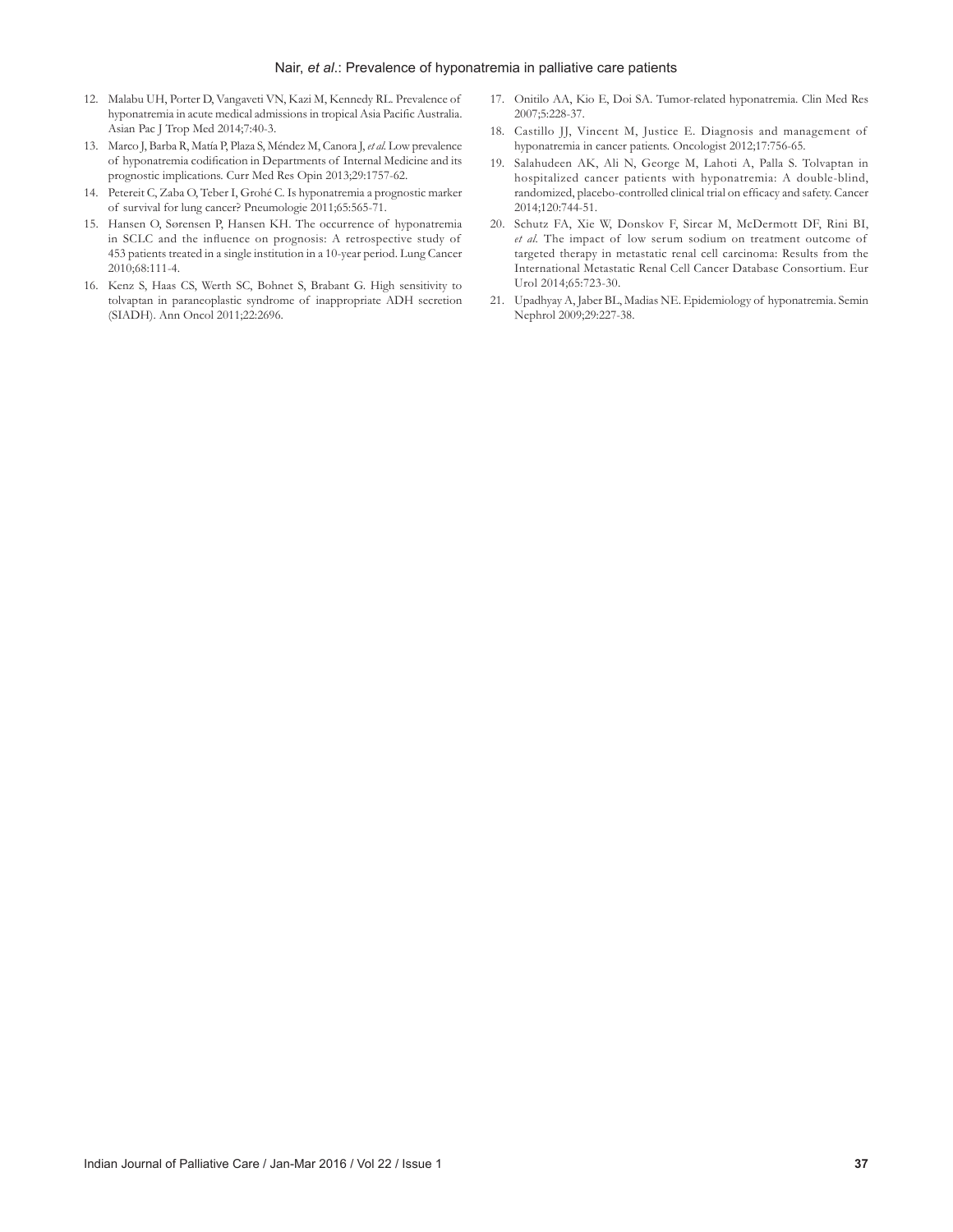12. Malabu UH, Porter D, Vangaveti VN, Kazi M, Kennedy RL. Prevalence of hyponatremia in acute medical admissions in tropical Asia Pacific Australia. Asian Pac J Trop Med 2014;7:40-3.
13. Marco J, Barba R, Matía P, Plaza S, Méndez M, Canora J, *et al.* Low prevalence of hyponatremia codification in Departments of Internal Medicine and its prognostic implications. Curr Med Res Opin 2013;29:1757-62.
14. Petereit C, Zaba O, Teber I, Grohé C. Is hyponatremia a prognostic marker of survival for lung cancer? Pneumologie 2011;65:565-71.
15. Hansen O, Sørensen P, Hansen KH. The occurrence of hyponatremia in SCLC and the influence on prognosis: A retrospective study of 453 patients treated in a single institution in a 10-year period. Lung Cancer 2010;68:111-4.
16. Kenz S, Haas CS, Werth SC, Bohnet S, Brabant G. High sensitivity to tolvaptan in paraneoplastic syndrome of inappropriate ADH secretion (SIADH). Ann Oncol 2011;22:2696.
17. Onitilo AA, Kio E, Doi SA. Tumor-related hyponatremia. Clin Med Res 2007;5:228-37.
18. Castillo JJ, Vincent M, Justice E. Diagnosis and management of hyponatremia in cancer patients. Oncologist 2012;17:756-65.
19. Salahudeen AK, Ali N, George M, Lahoti A, Palla S. Tolvaptan in hospitalized cancer patients with hyponatremia: A double-blind, randomized, placebo-controlled clinical trial on efficacy and safety. Cancer 2014;120:744-51.
20. Schutz FA, Xie W, Donskov F, Sircar M, McDermott DF, Rini BI, *et al.* The impact of low serum sodium on treatment outcome of targeted therapy in metastatic renal cell carcinoma: Results from the International Metastatic Renal Cell Cancer Database Consortium. Eur Urol 2014;65:723-30.
21. Upadhyay A, Jaber BL, Madias NE. Epidemiology of hyponatremia. Semin Nephrol 2009;29:227-38.